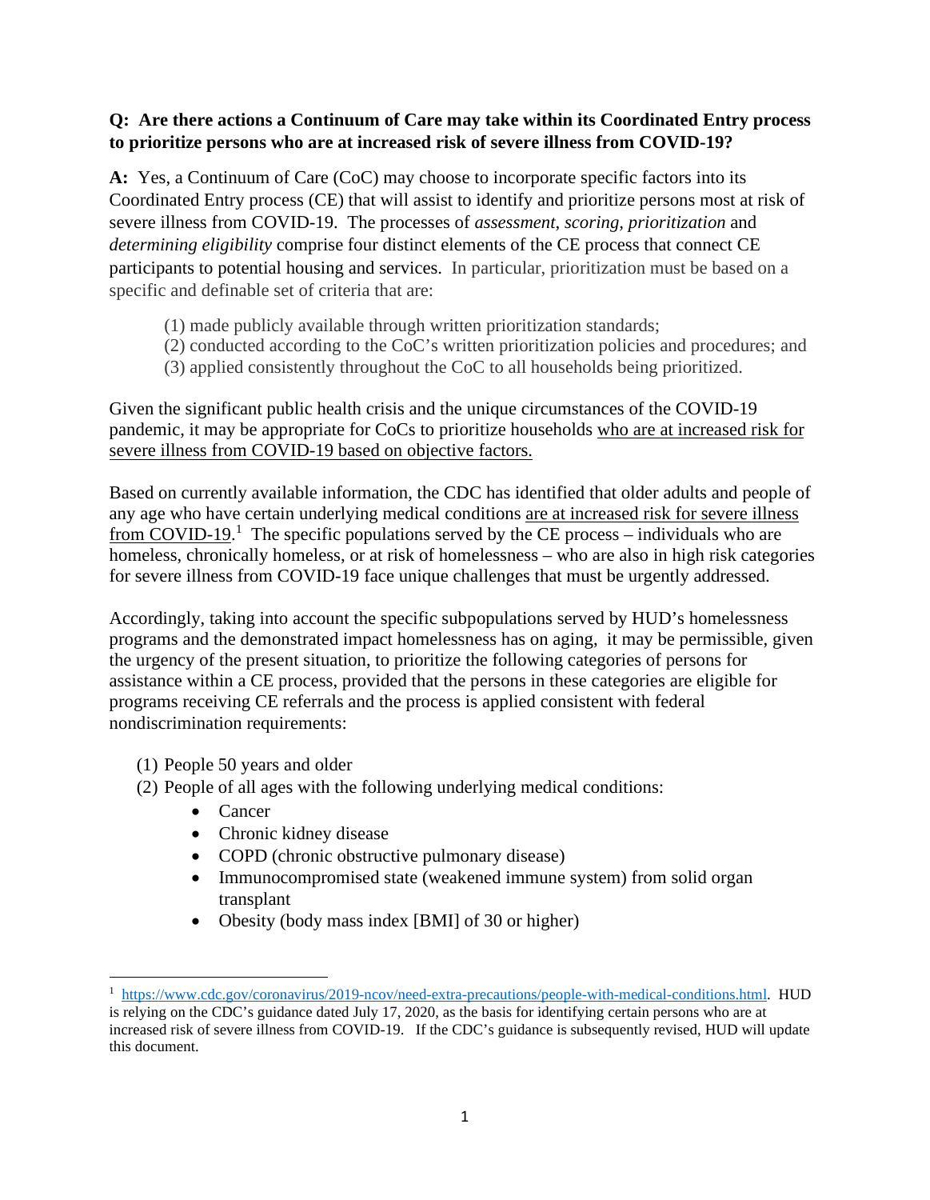**Q: Are there actions a Continuum of Care may take within its Coordinated Entry process to prioritize persons who are at increased risk of severe illness from COVID-19?**

**A:** Yes, a Continuum of Care (CoC) may choose to incorporate specific factors into its Coordinated Entry process (CE) that will assist to identify and prioritize persons most at risk of severe illness from COVID-19. The processes of *assessment*, *scoring*, *prioritization* and *determining eligibility* comprise four distinct elements of the CE process that connect CE participants to potential housing and services. In particular, prioritization must be based on a specific and definable set of criteria that are:

(1) made publicly available through written prioritization standards;
(2) conducted according to the CoC's written prioritization policies and procedures; and
(3) applied consistently throughout the CoC to all households being prioritized.

Given the significant public health crisis and the unique circumstances of the COVID-19 pandemic, it may be appropriate for CoCs to prioritize households who are at increased risk for severe illness from COVID-19 based on objective factors.

Based on currently available information, the CDC has identified that older adults and people of any age who have certain underlying medical conditions are at increased risk for severe illness from COVID-19.[1] The specific populations served by the CE process – individuals who are homeless, chronically homeless, or at risk of homelessness – who are also in high risk categories for severe illness from COVID-19 face unique challenges that must be urgently addressed.

Accordingly, taking into account the specific subpopulations served by HUD's homelessness programs and the demonstrated impact homelessness has on aging, it may be permissible, given the urgency of the present situation, to prioritize the following categories of persons for assistance within a CE process, provided that the persons in these categories are eligible for programs receiving CE referrals and the process is applied consistent with federal nondiscrimination requirements:

(1) People 50 years and older
(2) People of all ages with the following underlying medical conditions:
- Cancer
- Chronic kidney disease
- COPD (chronic obstructive pulmonary disease)
- Immunocompromised state (weakened immune system) from solid organ transplant
- Obesity (body mass index [BMI] of 30 or higher)

---

[1] https://www.cdc.gov/coronavirus/2019-ncov/need-extra-precautions/people-with-medical-conditions.html. HUD is relying on the CDC's guidance dated July 17, 2020, as the basis for identifying certain persons who are at increased risk of severe illness from COVID-19. If the CDC's guidance is subsequently revised, HUD will update this document.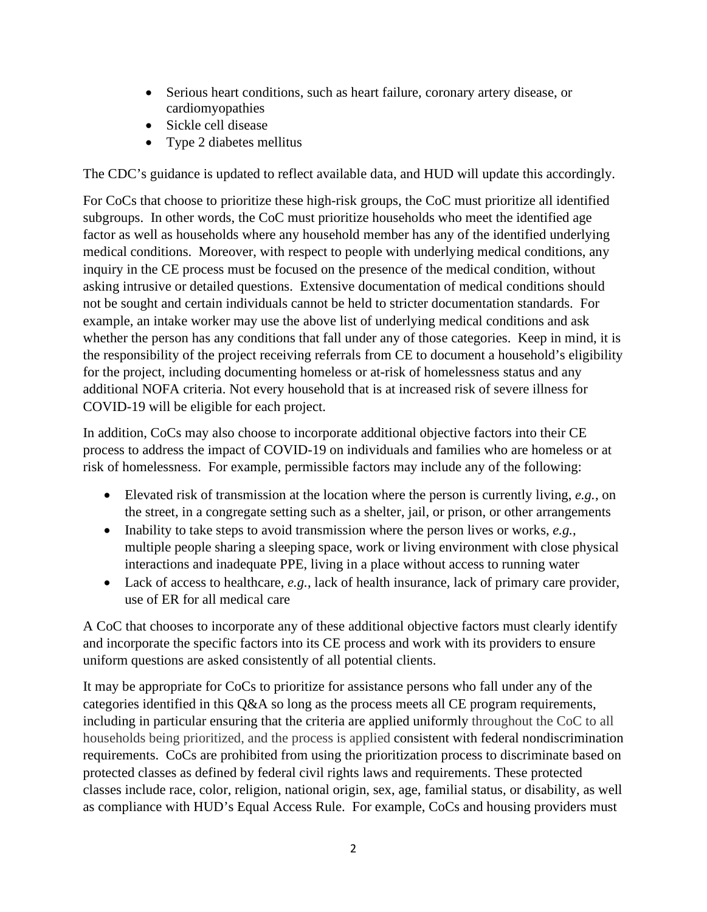- Serious heart conditions, such as heart failure, coronary artery disease, or cardiomyopathies
- Sickle cell disease
- Type 2 diabetes mellitus

The CDC's guidance is updated to reflect available data, and HUD will update this accordingly.

For CoCs that choose to prioritize these high-risk groups, the CoC must prioritize all identified subgroups. In other words, the CoC must prioritize households who meet the identified age factor as well as households where any household member has any of the identified underlying medical conditions. Moreover, with respect to people with underlying medical conditions, any inquiry in the CE process must be focused on the presence of the medical condition, without asking intrusive or detailed questions. Extensive documentation of medical conditions should not be sought and certain individuals cannot be held to stricter documentation standards. For example, an intake worker may use the above list of underlying medical conditions and ask whether the person has any conditions that fall under any of those categories. Keep in mind, it is the responsibility of the project receiving referrals from CE to document a household's eligibility for the project, including documenting homeless or at-risk of homelessness status and any additional NOFA criteria. Not every household that is at increased risk of severe illness for COVID-19 will be eligible for each project.

In addition, CoCs may also choose to incorporate additional objective factors into their CE process to address the impact of COVID-19 on individuals and families who are homeless or at risk of homelessness. For example, permissible factors may include any of the following:

- Elevated risk of transmission at the location where the person is currently living, *e.g.*, on the street, in a congregate setting such as a shelter, jail, or prison, or other arrangements
- Inability to take steps to avoid transmission where the person lives or works, *e.g.*, multiple people sharing a sleeping space, work or living environment with close physical interactions and inadequate PPE, living in a place without access to running water
- Lack of access to healthcare, *e.g.*, lack of health insurance, lack of primary care provider, use of ER for all medical care

A CoC that chooses to incorporate any of these additional objective factors must clearly identify and incorporate the specific factors into its CE process and work with its providers to ensure uniform questions are asked consistently of all potential clients.

It may be appropriate for CoCs to prioritize for assistance persons who fall under any of the categories identified in this Q&A so long as the process meets all CE program requirements, including in particular ensuring that the criteria are applied uniformly throughout the CoC to all households being prioritized, and the process is applied consistent with federal nondiscrimination requirements. CoCs are prohibited from using the prioritization process to discriminate based on protected classes as defined by federal civil rights laws and requirements. These protected classes include race, color, religion, national origin, sex, age, familial status, or disability, as well as compliance with HUD's Equal Access Rule. For example, CoCs and housing providers must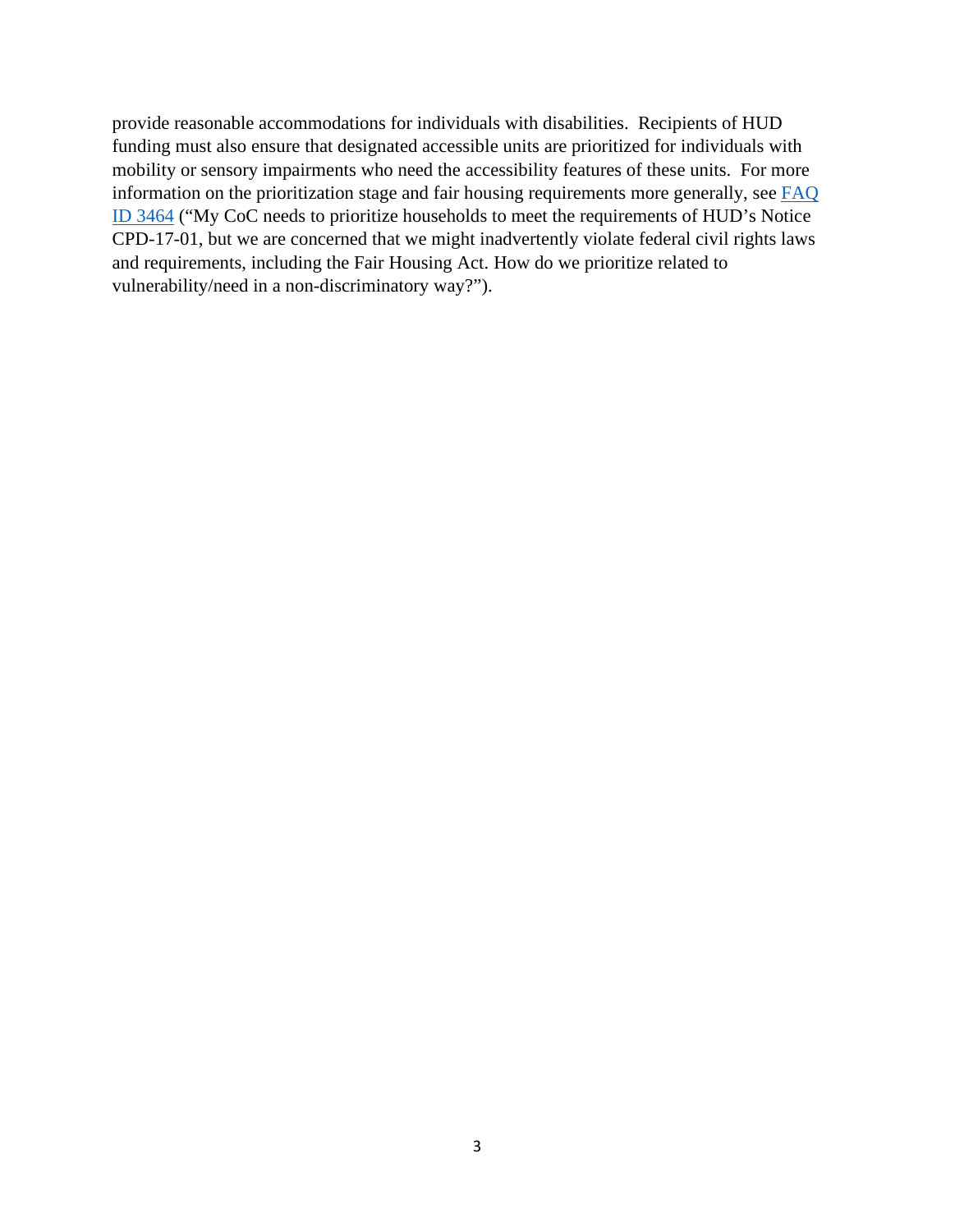provide reasonable accommodations for individuals with disabilities. Recipients of HUD funding must also ensure that designated accessible units are prioritized for individuals with mobility or sensory impairments who need the accessibility features of these units. For more information on the prioritization stage and fair housing requirements more generally, see [FAQ ID 3464] ("My CoC needs to prioritize households to meet the requirements of HUD's Notice CPD-17-01, but we are concerned that we might inadvertently violate federal civil rights laws and requirements, including the Fair Housing Act. How do we prioritize related to vulnerability/need in a non-discriminatory way?").